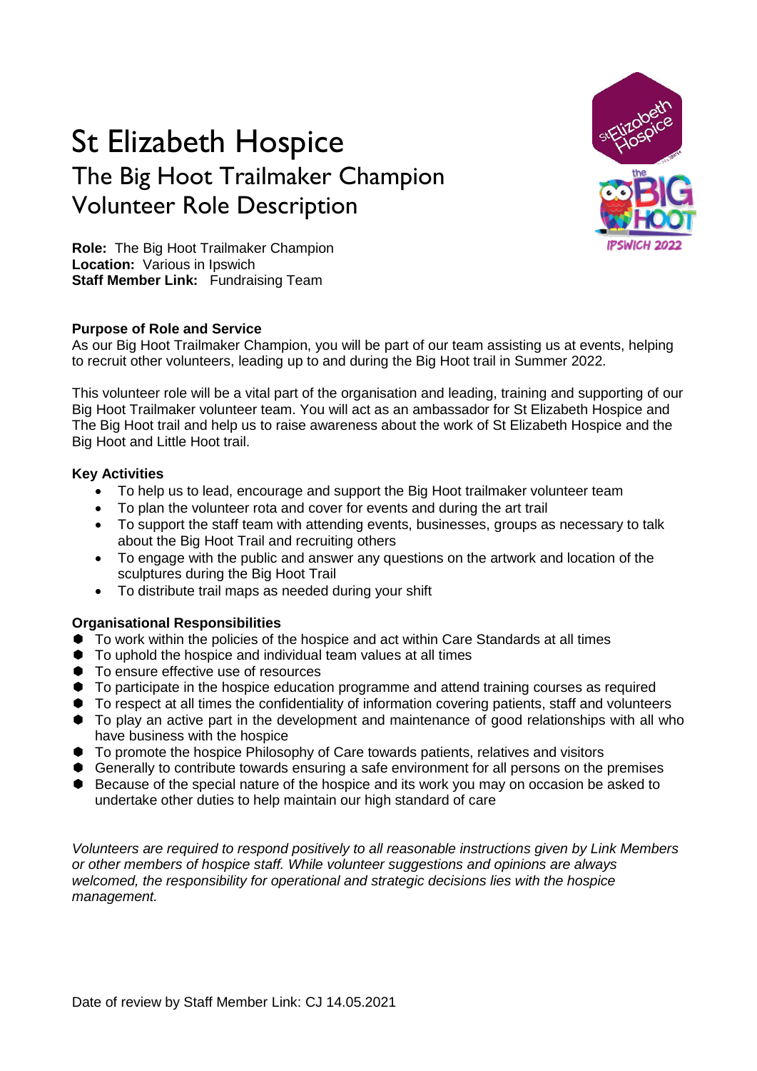# St Elizabeth Hospice

## The Big Hoot Trailmaker Champion Volunteer Role Description

**Role:** The Big Hoot Trailmaker Champion
**Location:** Various in Ipswich
**Staff Member Link:** Fundraising Team

**Purpose of Role and Service**

As our Big Hoot Trailmaker Champion, you will be part of our team assisting us at events, helping to recruit other volunteers, leading up to and during the Big Hoot trail in Summer 2022.

This volunteer role will be a vital part of the organisation and leading, training and supporting of our Big Hoot Trailmaker volunteer team. You will act as an ambassador for St Elizabeth Hospice and The Big Hoot trail and help us to raise awareness about the work of St Elizabeth Hospice and the Big Hoot and Little Hoot trail.

**Key Activities**

- To help us to lead, encourage and support the Big Hoot trailmaker volunteer team
- To plan the volunteer rota and cover for events and during the art trail
- To support the staff team with attending events, businesses, groups as necessary to talk about the Big Hoot Trail and recruiting others
- To engage with the public and answer any questions on the artwork and location of the sculptures during the Big Hoot Trail
- To distribute trail maps as needed during your shift

**Organisational Responsibilities**

- To work within the policies of the hospice and act within Care Standards at all times
- To uphold the hospice and individual team values at all times
- To ensure effective use of resources
- To participate in the hospice education programme and attend training courses as required
- To respect at all times the confidentiality of information covering patients, staff and volunteers
- To play an active part in the development and maintenance of good relationships with all who have business with the hospice
- To promote the hospice Philosophy of Care towards patients, relatives and visitors
- Generally to contribute towards ensuring a safe environment for all persons on the premises
- Because of the special nature of the hospice and its work you may on occasion be asked to undertake other duties to help maintain our high standard of care

*Volunteers are required to respond positively to all reasonable instructions given by Link Members or other members of hospice staff. While volunteer suggestions and opinions are always welcomed, the responsibility for operational and strategic decisions lies with the hospice management.*

Date of review by Staff Member Link: CJ 14.05.2021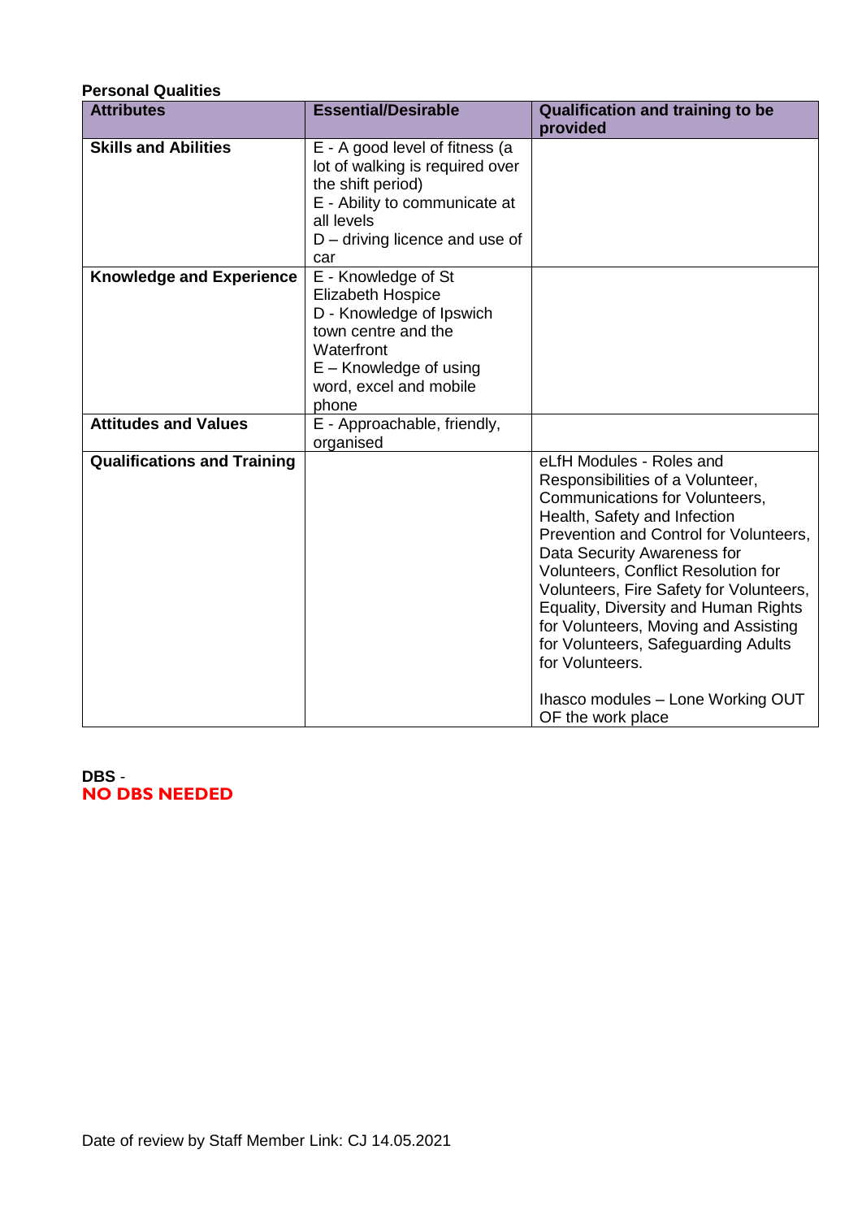**Personal Qualities**

| Attributes | Essential/Desirable | Qualification and training to be provided |
|---|---|---|
| **Skills and Abilities** | E - A good level of fitness (a lot of walking is required over the shift period)<br>E - Ability to communicate at all levels<br>D – driving licence and use of car | |
| **Knowledge and Experience** | E - Knowledge of St Elizabeth Hospice<br>D - Knowledge of Ipswich town centre and the Waterfront<br>E – Knowledge of using word, excel and mobile phone | |
| **Attitudes and Values** | E - Approachable, friendly, organised | |
| **Qualifications and Training** | | eLfH Modules - Roles and Responsibilities of a Volunteer, Communications for Volunteers, Health, Safety and Infection Prevention and Control for Volunteers, Data Security Awareness for Volunteers, Conflict Resolution for Volunteers, Fire Safety for Volunteers, Equality, Diversity and Human Rights for Volunteers, Moving and Assisting for Volunteers, Safeguarding Adults for Volunteers.<br><br>Ihasco modules – Lone Working OUT OF the work place |

**DBS** -
**NO DBS NEEDED**

Date of review by Staff Member Link: CJ 14.05.2021